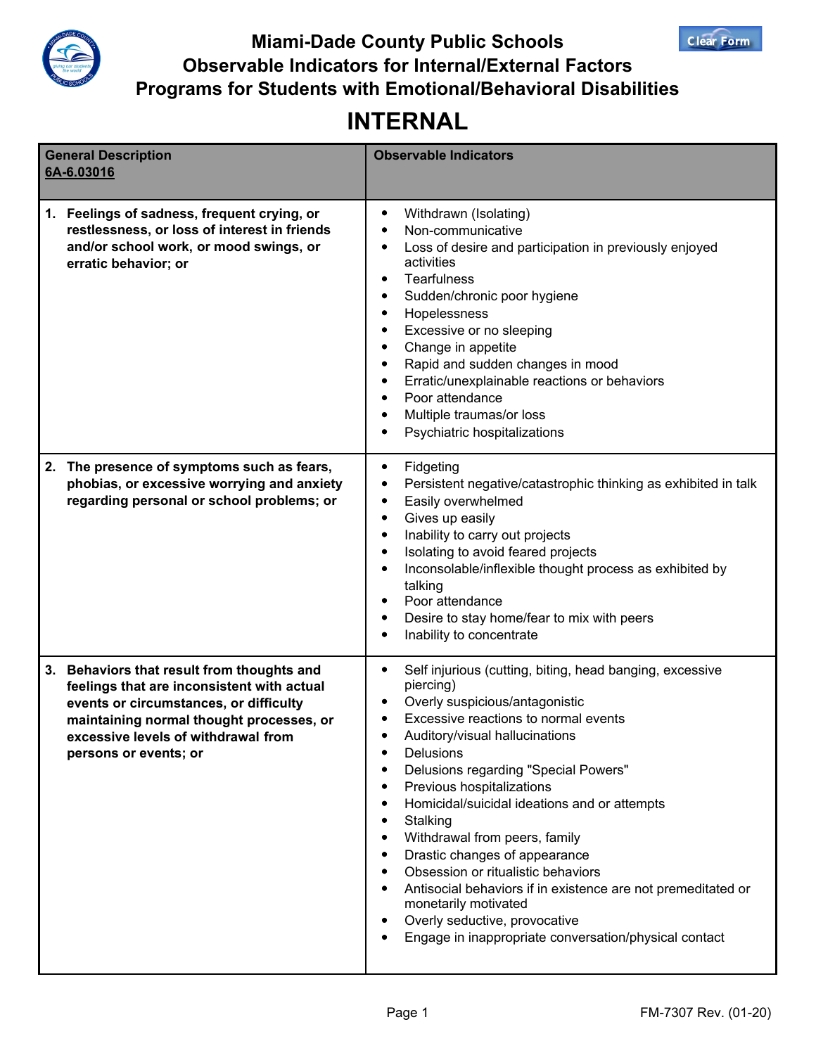# Miami-Dade County Public Schools
# Observable Indicators for Internal/External Factors
# Programs for Students with Emotional/Behavioral Disabilities

## INTERNAL

| General Description 6A-6.03016 | Observable Indicators |
|---|---|
| **1. Feelings of sadness, frequent crying, or restlessness, or loss of interest in friends and/or school work, or mood swings, or erratic behavior; or** | • Withdrawn (Isolating)<br>• Non-communicative<br>• Loss of desire and participation in previously enjoyed activities<br>• Tearfulness<br>• Sudden/chronic poor hygiene<br>• Hopelessness<br>• Excessive or no sleeping<br>• Change in appetite<br>• Rapid and sudden changes in mood<br>• Erratic/unexplainable reactions or behaviors<br>• Poor attendance<br>• Multiple traumas/or loss<br>• Psychiatric hospitalizations |
| **2. The presence of symptoms such as fears, phobias, or excessive worrying and anxiety regarding personal or school problems; or** | • Fidgeting<br>• Persistent negative/catastrophic thinking as exhibited in talk<br>• Easily overwhelmed<br>• Gives up easily<br>• Inability to carry out projects<br>• Isolating to avoid feared projects<br>• Inconsolable/inflexible thought process as exhibited by talking<br>• Poor attendance<br>• Desire to stay home/fear to mix with peers<br>• Inability to concentrate |
| **3. Behaviors that result from thoughts and feelings that are inconsistent with actual events or circumstances, or difficulty maintaining normal thought processes, or excessive levels of withdrawal from persons or events; or** | • Self injurious (cutting, biting, head banging, excessive piercing)<br>• Overly suspicious/antagonistic<br>• Excessive reactions to normal events<br>• Auditory/visual hallucinations<br>• Delusions<br>• Delusions regarding "Special Powers"<br>• Previous hospitalizations<br>• Homicidal/suicidal ideations and or attempts<br>• Stalking<br>• Withdrawal from peers, family<br>• Drastic changes of appearance<br>• Obsession or ritualistic behaviors<br>• Antisocial behaviors if in existence are not premeditated or monetarily motivated<br>• Overly seductive, provocative<br>• Engage in inappropriate conversation/physical contact |

FM-7307 Rev. (01-20)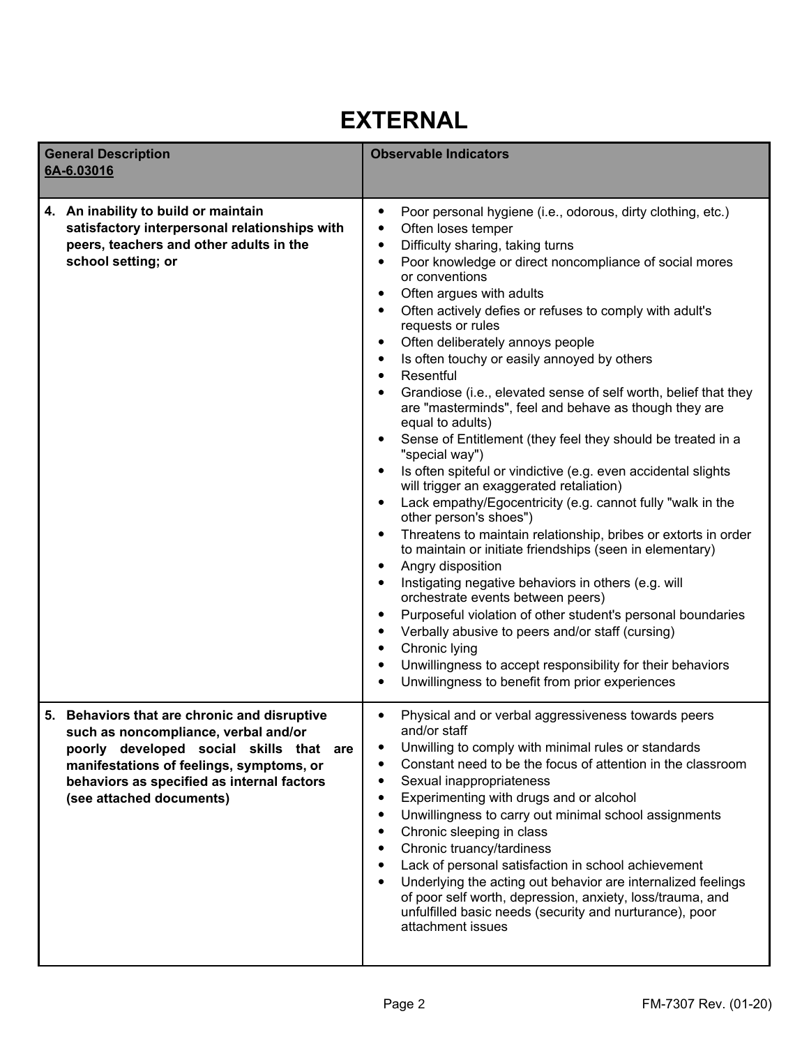# EXTERNAL

| General Description<br>6A-6.03016 | Observable Indicators |
|---|---|
| **4. An inability to build or maintain satisfactory interpersonal relationships with peers, teachers and other adults in the school setting; or** | • Poor personal hygiene (i.e., odorous, dirty clothing, etc.)<br>• Often loses temper<br>• Difficulty sharing, taking turns<br>• Poor knowledge or direct noncompliance of social mores or conventions<br>• Often argues with adults<br>• Often actively defies or refuses to comply with adult's requests or rules<br>• Often deliberately annoys people<br>• Is often touchy or easily annoyed by others<br>• Resentful<br>• Grandiose (i.e., elevated sense of self worth, belief that they are "masterminds", feel and behave as though they are equal to adults)<br>• Sense of Entitlement (they feel they should be treated in a "special way")<br>• Is often spiteful or vindictive (e.g. even accidental slights will trigger an exaggerated retaliation)<br>• Lack empathy/Egocentricity (e.g. cannot fully "walk in the other person's shoes")<br>• Threatens to maintain relationship, bribes or extorts in order to maintain or initiate friendships (seen in elementary)<br>• Angry disposition<br>• Instigating negative behaviors in others (e.g. will orchestrate events between peers)<br>• Purposeful violation of other student's personal boundaries<br>• Verbally abusive to peers and/or staff (cursing)<br>• Chronic lying<br>• Unwillingness to accept responsibility for their behaviors<br>• Unwillingness to benefit from prior experiences |
| **5. Behaviors that are chronic and disruptive such as noncompliance, verbal and/or poorly developed social skills that are manifestations of feelings, symptoms, or behaviors as specified as internal factors (see attached documents)** | • Physical and or verbal aggressiveness towards peers and/or staff<br>• Unwilling to comply with minimal rules or standards<br>• Constant need to be the focus of attention in the classroom<br>• Sexual inappropriateness<br>• Experimenting with drugs and or alcohol<br>• Unwillingness to carry out minimal school assignments<br>• Chronic sleeping in class<br>• Chronic truancy/tardiness<br>• Lack of personal satisfaction in school achievement<br>• Underlying the acting out behavior are internalized feelings of poor self worth, depression, anxiety, loss/trauma, and unfulfilled basic needs (security and nurturance), poor attachment issues |

FM-7307 Rev. (01-20)